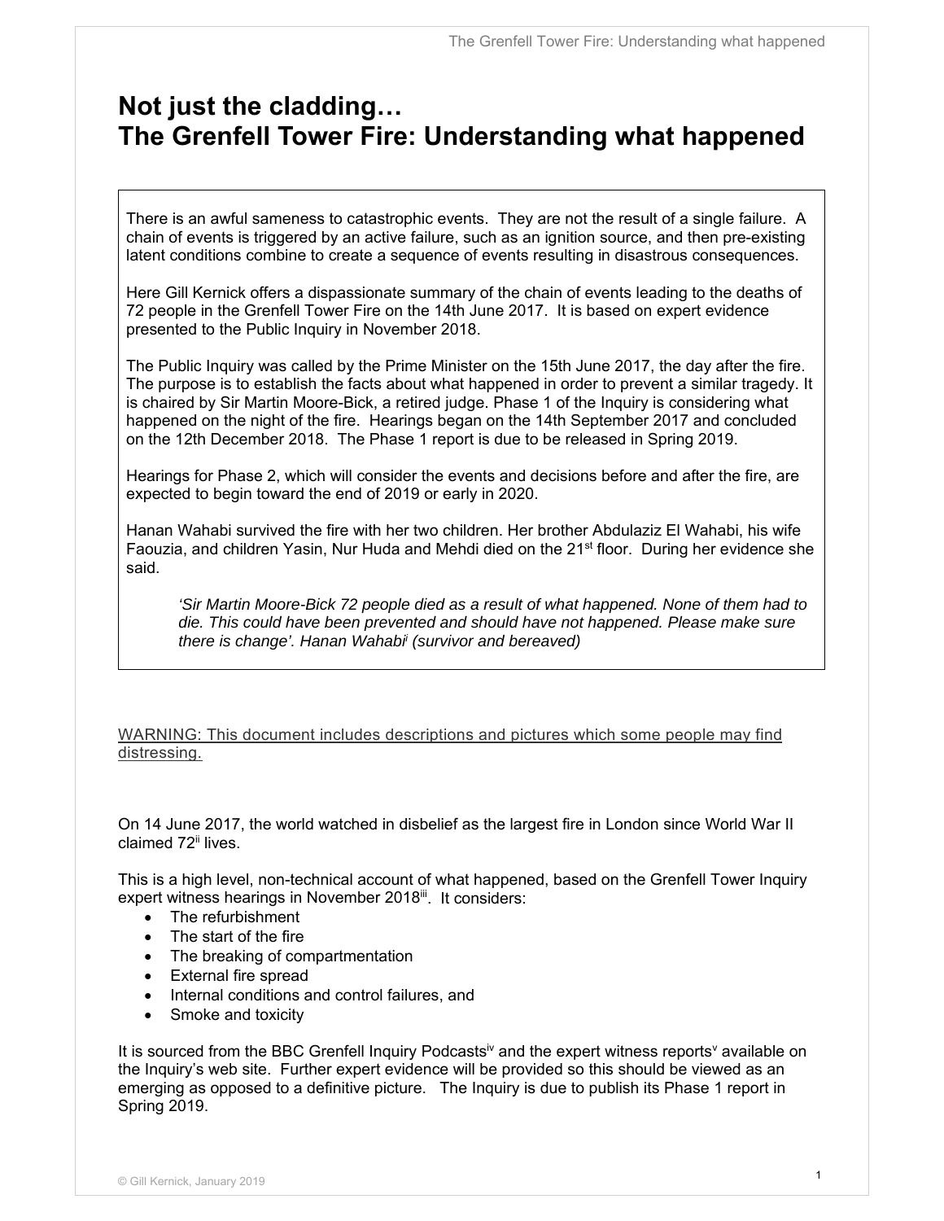# Not just the cladding…
# The Grenfell Tower Fire: Understanding what happened

There is an awful sameness to catastrophic events. They are not the result of a single failure. A chain of events is triggered by an active failure, such as an ignition source, and then pre-existing latent conditions combine to create a sequence of events resulting in disastrous consequences.

Here Gill Kernick offers a dispassionate summary of the chain of events leading to the deaths of 72 people in the Grenfell Tower Fire on the 14th June 2017. It is based on expert evidence presented to the Public Inquiry in November 2018.

The Public Inquiry was called by the Prime Minister on the 15th June 2017, the day after the fire. The purpose is to establish the facts about what happened in order to prevent a similar tragedy. It is chaired by Sir Martin Moore-Bick, a retired judge. Phase 1 of the Inquiry is considering what happened on the night of the fire. Hearings began on the 14th September 2017 and concluded on the 12th December 2018. The Phase 1 report is due to be released in Spring 2019.

Hearings for Phase 2, which will consider the events and decisions before and after the fire, are expected to begin toward the end of 2019 or early in 2020.

Hanan Wahabi survived the fire with her two children. Her brother Abdulaziz El Wahabi, his wife Faouzia, and children Yasin, Nur Huda and Mehdi died on the 21st floor. During her evidence she said.

> *'Sir Martin Moore-Bick 72 people died as a result of what happened. None of them had to die. This could have been prevented and should have not happened. Please make sure there is change'. Hanan Wahabi[i] (survivor and bereaved)*

WARNING: This document includes descriptions and pictures which some people may find distressing.

On 14 June 2017, the world watched in disbelief as the largest fire in London since World War II claimed 72[ii] lives.

This is a high level, non-technical account of what happened, based on the Grenfell Tower Inquiry expert witness hearings in November 2018[iii]. It considers:

- The refurbishment
- The start of the fire
- The breaking of compartmentation
- External fire spread
- Internal conditions and control failures, and
- Smoke and toxicity

It is sourced from the BBC Grenfell Inquiry Podcasts[iv] and the expert witness reports[v] available on the Inquiry's web site. Further expert evidence will be provided so this should be viewed as an emerging as opposed to a definitive picture. The Inquiry is due to publish its Phase 1 report in Spring 2019.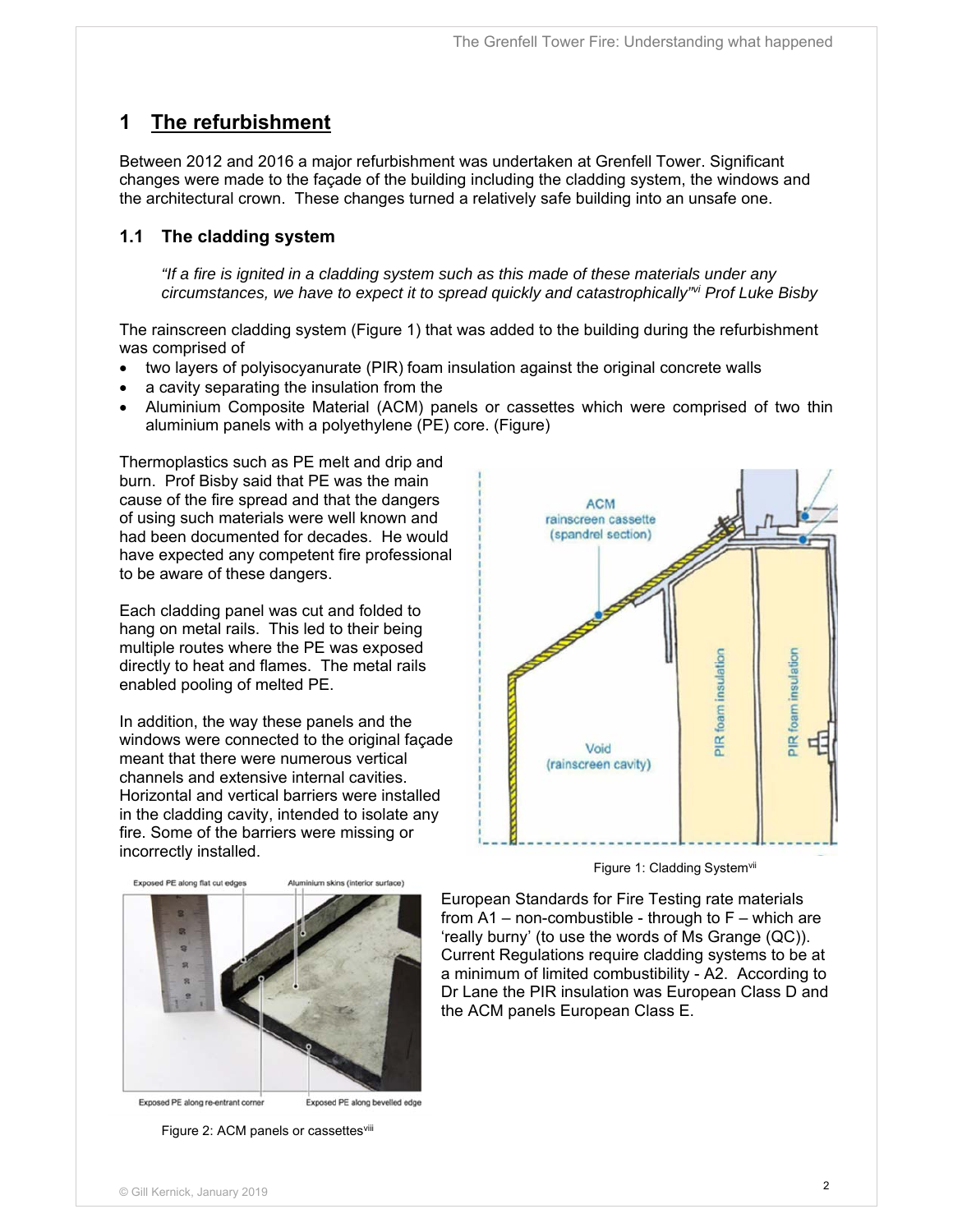# 1 The refurbishment

Between 2012 and 2016 a major refurbishment was undertaken at Grenfell Tower. Significant changes were made to the façade of the building including the cladding system, the windows and the architectural crown. These changes turned a relatively safe building into an unsafe one.

## 1.1 The cladding system

> *"If a fire is ignited in a cladding system such as this made of these materials under any circumstances, we have to expect it to spread quickly and catastrophically"[vi] Prof Luke Bisby*

The rainscreen cladding system (Figure 1) that was added to the building during the refurbishment was comprised of

- two layers of polyisocyanurate (PIR) foam insulation against the original concrete walls
- a cavity separating the insulation from the
- Aluminium Composite Material (ACM) panels or cassettes which were comprised of two thin aluminium panels with a polyethylene (PE) core. (Figure)

Thermoplastics such as PE melt and drip and burn. Prof Bisby said that PE was the main cause of the fire spread and that the dangers of using such materials were well known and had been documented for decades. He would have expected any competent fire professional to be aware of these dangers.

Each cladding panel was cut and folded to hang on metal rails. This led to their being multiple routes where the PE was exposed directly to heat and flames. The metal rails enabled pooling of melted PE.

In addition, the way these panels and the windows were connected to the original façade meant that there were numerous vertical channels and extensive internal cavities. Horizontal and vertical barriers were installed in the cladding cavity, intended to isolate any fire. Some of the barriers were missing or incorrectly installed.

Figure 1: Cladding System[vii]

European Standards for Fire Testing rate materials from A1 – non-combustible - through to F – which are 'really burny' (to use the words of Ms Grange (QC)). Current Regulations require cladding systems to be at a minimum of limited combustibility - A2. According to Dr Lane the PIR insulation was European Class D and the ACM panels European Class E.

Figure 2: ACM panels or cassettes[viii]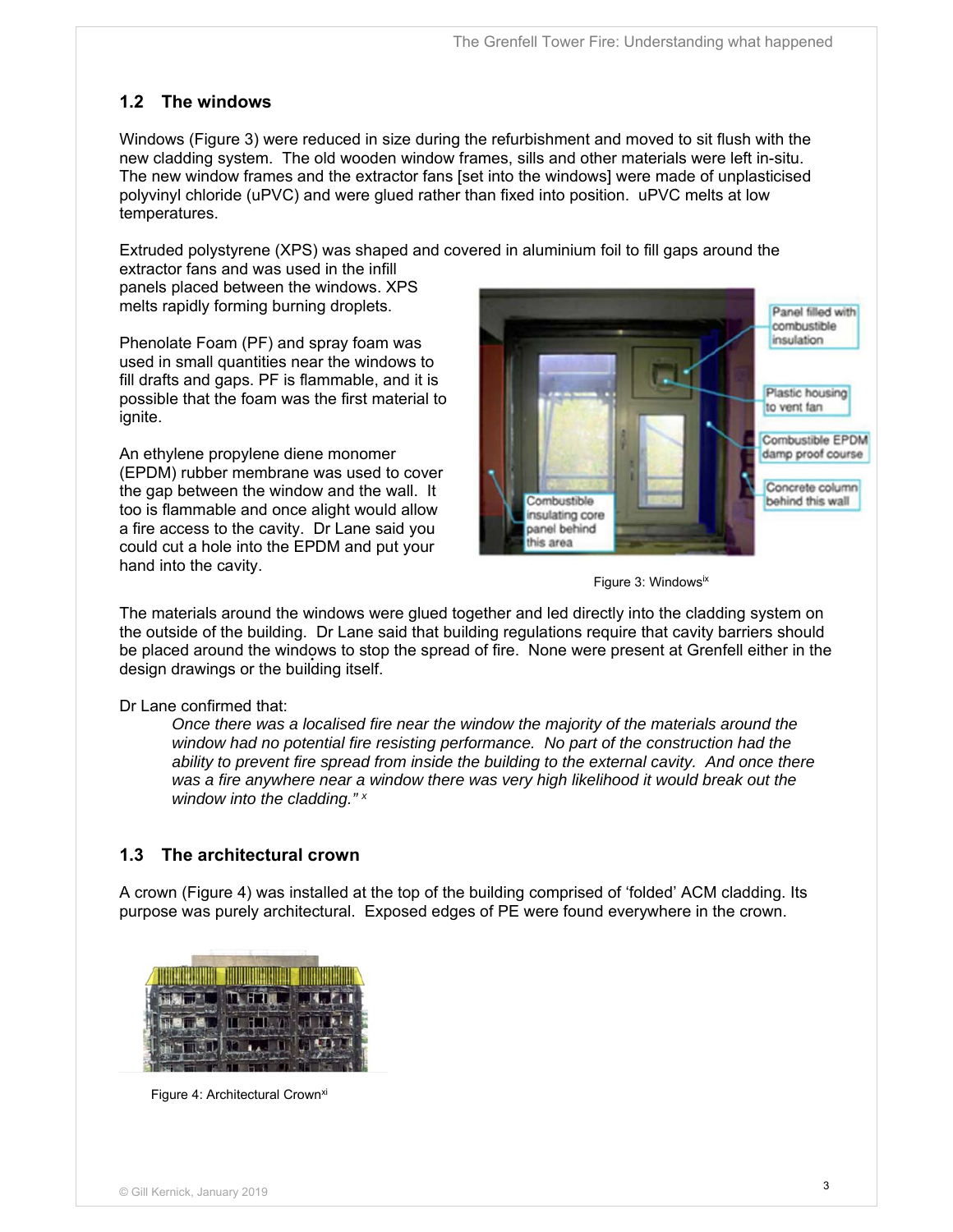## 1.2 The windows

Windows (Figure 3) were reduced in size during the refurbishment and moved to sit flush with the new cladding system. The old wooden window frames, sills and other materials were left in-situ. The new window frames and the extractor fans [set into the windows] were made of unplasticised polyvinyl chloride (uPVC) and were glued rather than fixed into position. uPVC melts at low temperatures.

Extruded polystyrene (XPS) was shaped and covered in aluminium foil to fill gaps around the extractor fans and was used in the infill panels placed between the windows. XPS melts rapidly forming burning droplets.

Phenolate Foam (PF) and spray foam was used in small quantities near the windows to fill drafts and gaps. PF is flammable, and it is possible that the foam was the first material to ignite.

An ethylene propylene diene monomer (EPDM) rubber membrane was used to cover the gap between the window and the wall. It too is flammable and once alight would allow a fire access to the cavity. Dr Lane said you could cut a hole into the EPDM and put your hand into the cavity.

Figure 3: Windows[ix]

The materials around the windows were glued together and led directly into the cladding system on the outside of the building. Dr Lane said that building regulations require that cavity barriers should be placed around the windows to stop the spread of fire. None were present at Grenfell either in the design drawings or the building itself.

Dr Lane confirmed that:

> *Once there was a localised fire near the window the majority of the materials around the window had no potential fire resisting performance. No part of the construction had the ability to prevent fire spread from inside the building to the external cavity. And once there was a fire anywhere near a window there was very high likelihood it would break out the window into the cladding."* [x]

## 1.3 The architectural crown

A crown (Figure 4) was installed at the top of the building comprised of 'folded' ACM cladding. Its purpose was purely architectural. Exposed edges of PE were found everywhere in the crown.

Figure 4: Architectural Crown[xi]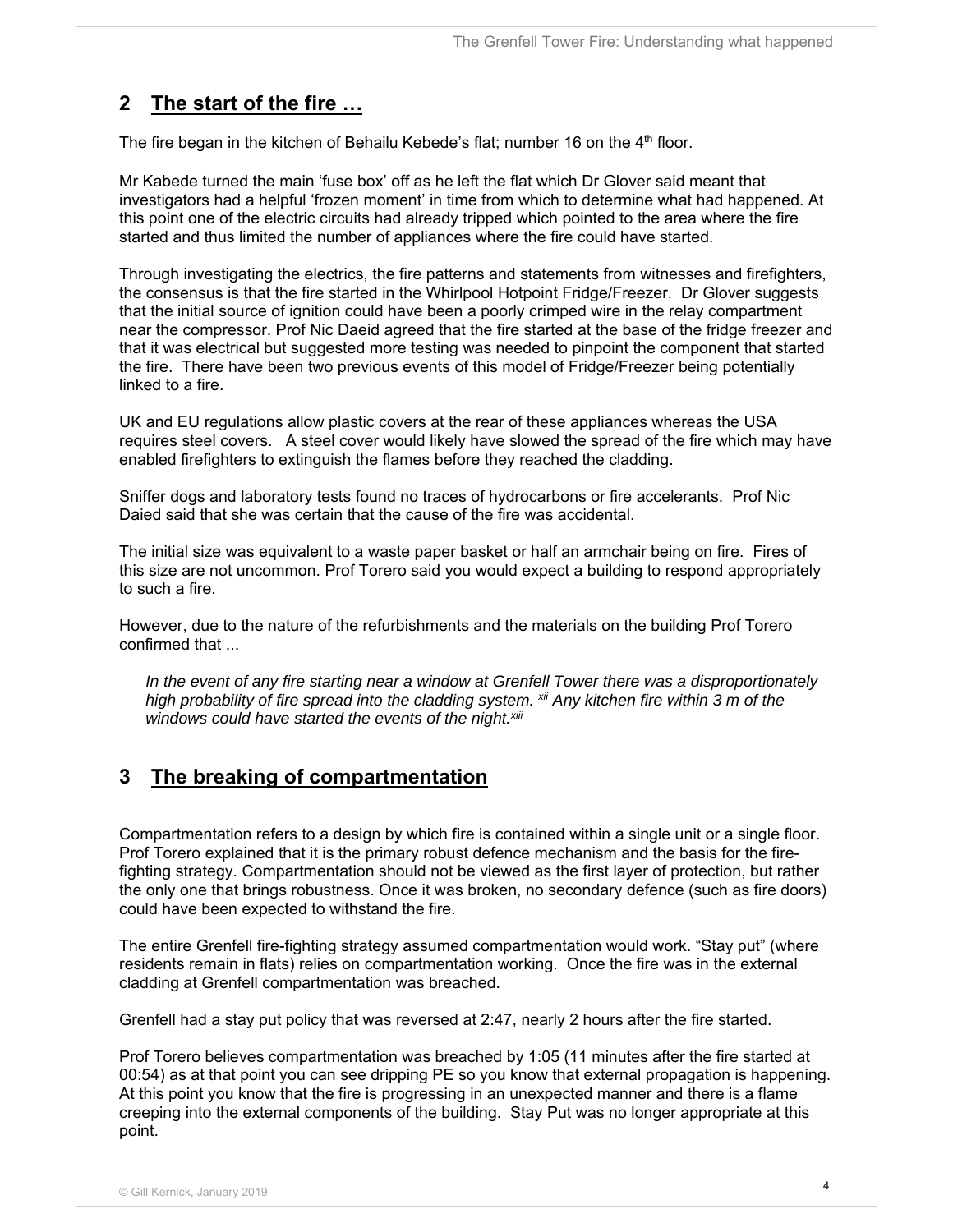## 2 The start of the fire …

The fire began in the kitchen of Behailu Kebede's flat; number 16 on the 4th floor.

Mr Kabede turned the main 'fuse box' off as he left the flat which Dr Glover said meant that investigators had a helpful 'frozen moment' in time from which to determine what had happened. At this point one of the electric circuits had already tripped which pointed to the area where the fire started and thus limited the number of appliances where the fire could have started.

Through investigating the electrics, the fire patterns and statements from witnesses and firefighters, the consensus is that the fire started in the Whirlpool Hotpoint Fridge/Freezer. Dr Glover suggests that the initial source of ignition could have been a poorly crimped wire in the relay compartment near the compressor. Prof Nic Daeid agreed that the fire started at the base of the fridge freezer and that it was electrical but suggested more testing was needed to pinpoint the component that started the fire. There have been two previous events of this model of Fridge/Freezer being potentially linked to a fire.

UK and EU regulations allow plastic covers at the rear of these appliances whereas the USA requires steel covers. A steel cover would likely have slowed the spread of the fire which may have enabled firefighters to extinguish the flames before they reached the cladding.

Sniffer dogs and laboratory tests found no traces of hydrocarbons or fire accelerants. Prof Nic Daied said that she was certain that the cause of the fire was accidental.

The initial size was equivalent to a waste paper basket or half an armchair being on fire. Fires of this size are not uncommon. Prof Torero said you would expect a building to respond appropriately to such a fire.

However, due to the nature of the refurbishments and the materials on the building Prof Torero confirmed that ...

> *In the event of any fire starting near a window at Grenfell Tower there was a disproportionately high probability of fire spread into the cladding system.* [xii] *Any kitchen fire within 3 m of the windows could have started the events of the night.*[xiii]

## 3 The breaking of compartmentation

Compartmentation refers to a design by which fire is contained within a single unit or a single floor. Prof Torero explained that it is the primary robust defence mechanism and the basis for the fire-fighting strategy. Compartmentation should not be viewed as the first layer of protection, but rather the only one that brings robustness. Once it was broken, no secondary defence (such as fire doors) could have been expected to withstand the fire.

The entire Grenfell fire-fighting strategy assumed compartmentation would work. "Stay put" (where residents remain in flats) relies on compartmentation working. Once the fire was in the external cladding at Grenfell compartmentation was breached.

Grenfell had a stay put policy that was reversed at 2:47, nearly 2 hours after the fire started.

Prof Torero believes compartmentation was breached by 1:05 (11 minutes after the fire started at 00:54) as at that point you can see dripping PE so you know that external propagation is happening. At this point you know that the fire is progressing in an unexpected manner and there is a flame creeping into the external components of the building. Stay Put was no longer appropriate at this point.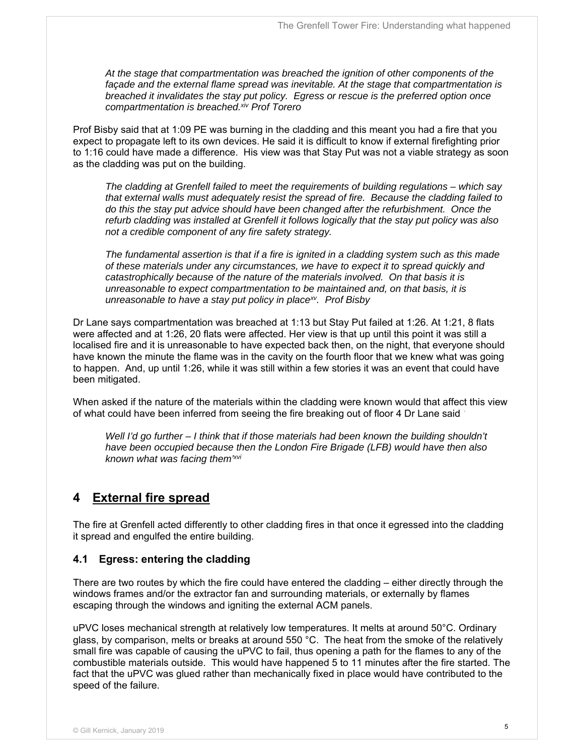*At the stage that compartmentation was breached the ignition of other components of the façade and the external flame spread was inevitable. At the stage that compartmentation is breached it invalidates the stay put policy. Egress or rescue is the preferred option once compartmentation is breached.[xiv] Prof Torero*

Prof Bisby said that at 1:09 PE was burning in the cladding and this meant you had a fire that you expect to propagate left to its own devices. He said it is difficult to know if external firefighting prior to 1:16 could have made a difference. His view was that Stay Put was not a viable strategy as soon as the cladding was put on the building.

*The cladding at Grenfell failed to meet the requirements of building regulations – which say that external walls must adequately resist the spread of fire. Because the cladding failed to do this the stay put advice should have been changed after the refurbishment. Once the refurb cladding was installed at Grenfell it follows logically that the stay put policy was also not a credible component of any fire safety strategy.*

*The fundamental assertion is that if a fire is ignited in a cladding system such as this made of these materials under any circumstances, we have to expect it to spread quickly and catastrophically because of the nature of the materials involved. On that basis it is unreasonable to expect compartmentation to be maintained and, on that basis, it is unreasonable to have a stay put policy in place[xv]. Prof Bisby*

Dr Lane says compartmentation was breached at 1:13 but Stay Put failed at 1:26. At 1:21, 8 flats were affected and at 1:26, 20 flats were affected. Her view is that up until this point it was still a localised fire and it is unreasonable to have expected back then, on the night, that everyone should have known the minute the flame was in the cavity on the fourth floor that we knew what was going to happen. And, up until 1:26, while it was still within a few stories it was an event that could have been mitigated.

When asked if the nature of the materials within the cladding were known would that affect this view of what could have been inferred from seeing the fire breaking out of floor 4 Dr Lane said '

*Well I'd go further – I think that if those materials had been known the building shouldn't have been occupied because then the London Fire Brigade (LFB) would have then also known what was facing them'[xvi]*

# 4 External fire spread

The fire at Grenfell acted differently to other cladding fires in that once it egressed into the cladding it spread and engulfed the entire building.

## 4.1 Egress: entering the cladding

There are two routes by which the fire could have entered the cladding – either directly through the windows frames and/or the extractor fan and surrounding materials, or externally by flames escaping through the windows and igniting the external ACM panels.

uPVC loses mechanical strength at relatively low temperatures. It melts at around 50°C. Ordinary glass, by comparison, melts or breaks at around 550 °C. The heat from the smoke of the relatively small fire was capable of causing the uPVC to fail, thus opening a path for the flames to any of the combustible materials outside. This would have happened 5 to 11 minutes after the fire started. The fact that the uPVC was glued rather than mechanically fixed in place would have contributed to the speed of the failure.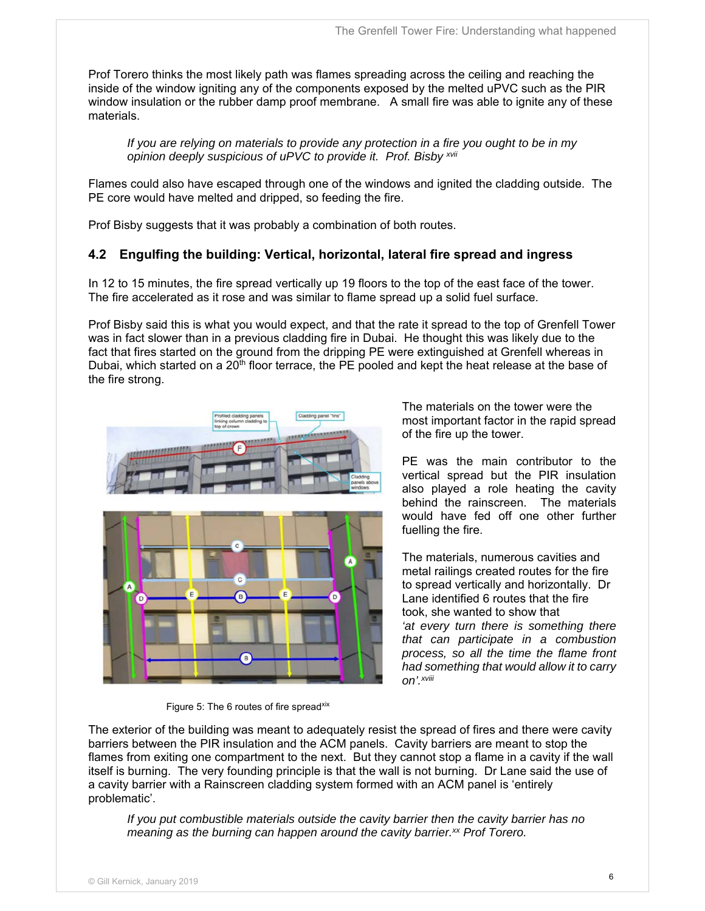Prof Torero thinks the most likely path was flames spreading across the ceiling and reaching the inside of the window igniting any of the components exposed by the melted uPVC such as the PIR window insulation or the rubber damp proof membrane. A small fire was able to ignite any of these materials.

> *If you are relying on materials to provide any protection in a fire you ought to be in my opinion deeply suspicious of uPVC to provide it. Prof. Bisby* [xvii]

Flames could also have escaped through one of the windows and ignited the cladding outside. The PE core would have melted and dripped, so feeding the fire.

Prof Bisby suggests that it was probably a combination of both routes.

## 4.2 Engulfing the building: Vertical, horizontal, lateral fire spread and ingress

In 12 to 15 minutes, the fire spread vertically up 19 floors to the top of the east face of the tower. The fire accelerated as it rose and was similar to flame spread up a solid fuel surface.

Prof Bisby said this is what you would expect, and that the rate it spread to the top of Grenfell Tower was in fact slower than in a previous cladding fire in Dubai. He thought this was likely due to the fact that fires started on the ground from the dripping PE were extinguished at Grenfell whereas in Dubai, which started on a 20th floor terrace, the PE pooled and kept the heat release at the base of the fire strong.

The materials on the tower were the most important factor in the rapid spread of the fire up the tower.

PE was the main contributor to the vertical spread but the PIR insulation also played a role heating the cavity behind the rainscreen. The materials would have fed off one other further fuelling the fire.

The materials, numerous cavities and metal railings created routes for the fire to spread vertically and horizontally. Dr Lane identified 6 routes that the fire took, she wanted to show that *'at every turn there is something there that can participate in a combustion process, so all the time the flame front had something that would allow it to carry on'.* [xviii]

Figure 5: The 6 routes of fire spread[xix]

The exterior of the building was meant to adequately resist the spread of fires and there were cavity barriers between the PIR insulation and the ACM panels. Cavity barriers are meant to stop the flames from exiting one compartment to the next. But they cannot stop a flame in a cavity if the wall itself is burning. The very founding principle is that the wall is not burning. Dr Lane said the use of a cavity barrier with a Rainscreen cladding system formed with an ACM panel is 'entirely problematic'.

> *If you put combustible materials outside the cavity barrier then the cavity barrier has no meaning as the burning can happen around the cavity barrier.* [xx] *Prof Torero.*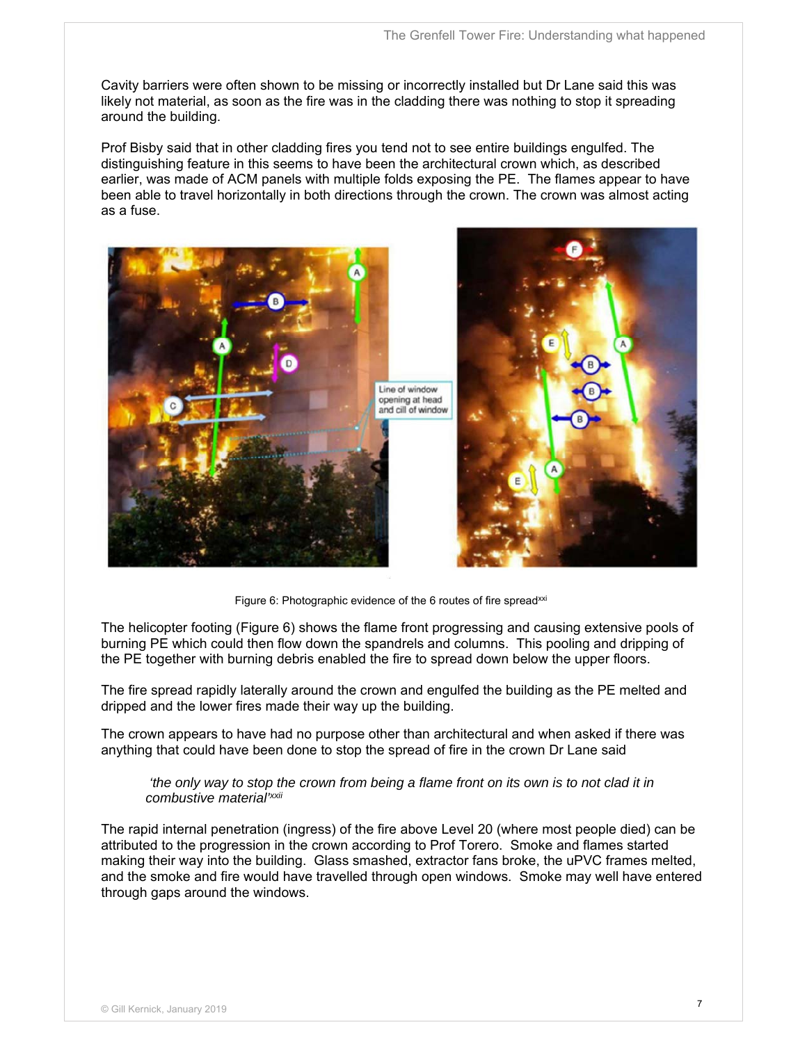Cavity barriers were often shown to be missing or incorrectly installed but Dr Lane said this was likely not material, as soon as the fire was in the cladding there was nothing to stop it spreading around the building.

Prof Bisby said that in other cladding fires you tend not to see entire buildings engulfed. The distinguishing feature in this seems to have been the architectural crown which, as described earlier, was made of ACM panels with multiple folds exposing the PE. The flames appear to have been able to travel horizontally in both directions through the crown. The crown was almost acting as a fuse.

Figure 6: Photographic evidence of the 6 routes of fire spread[xxi]

The helicopter footing (Figure 6) shows the flame front progressing and causing extensive pools of burning PE which could then flow down the spandrels and columns. This pooling and dripping of the PE together with burning debris enabled the fire to spread down below the upper floors.

The fire spread rapidly laterally around the crown and engulfed the building as the PE melted and dripped and the lower fires made their way up the building.

The crown appears to have had no purpose other than architectural and when asked if there was anything that could have been done to stop the spread of fire in the crown Dr Lane said

> *'the only way to stop the crown from being a flame front on its own is to not clad it in combustive material'*[xxii]

The rapid internal penetration (ingress) of the fire above Level 20 (where most people died) can be attributed to the progression in the crown according to Prof Torero. Smoke and flames started making their way into the building. Glass smashed, extractor fans broke, the uPVC frames melted, and the smoke and fire would have travelled through open windows. Smoke may well have entered through gaps around the windows.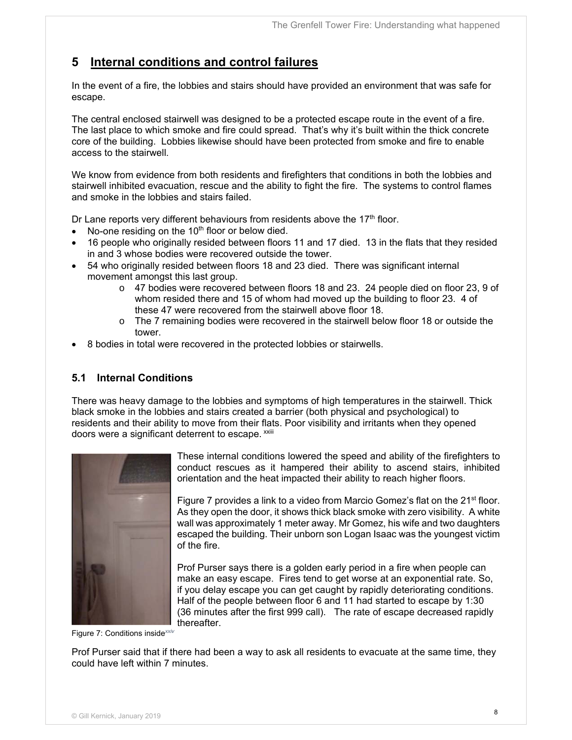## 5 Internal conditions and control failures

In the event of a fire, the lobbies and stairs should have provided an environment that was safe for escape.

The central enclosed stairwell was designed to be a protected escape route in the event of a fire. The last place to which smoke and fire could spread. That's why it's built within the thick concrete core of the building. Lobbies likewise should have been protected from smoke and fire to enable access to the stairwell.

We know from evidence from both residents and firefighters that conditions in both the lobbies and stairwell inhibited evacuation, rescue and the ability to fight the fire. The systems to control flames and smoke in the lobbies and stairs failed.

Dr Lane reports very different behaviours from residents above the 17th floor.

- No-one residing on the 10th floor or below died.
- 16 people who originally resided between floors 11 and 17 died. 13 in the flats that they resided in and 3 whose bodies were recovered outside the tower.
- 54 who originally resided between floors 18 and 23 died. There was significant internal movement amongst this last group.
  - 47 bodies were recovered between floors 18 and 23. 24 people died on floor 23, 9 of whom resided there and 15 of whom had moved up the building to floor 23. 4 of these 47 were recovered from the stairwell above floor 18.
  - The 7 remaining bodies were recovered in the stairwell below floor 18 or outside the tower.
- 8 bodies in total were recovered in the protected lobbies or stairwells.

### 5.1 Internal Conditions

There was heavy damage to the lobbies and symptoms of high temperatures in the stairwell. Thick black smoke in the lobbies and stairs created a barrier (both physical and psychological) to residents and their ability to move from their flats. Poor visibility and irritants when they opened doors were a significant deterrent to escape. [xxiii]

These internal conditions lowered the speed and ability of the firefighters to conduct rescues as it hampered their ability to ascend stairs, inhibited orientation and the heat impacted their ability to reach higher floors.

Figure 7 provides a link to a video from Marcio Gomez's flat on the 21st floor. As they open the door, it shows thick black smoke with zero visibility. A white wall was approximately 1 meter away. Mr Gomez, his wife and two daughters escaped the building. Their unborn son Logan Isaac was the youngest victim of the fire.

Prof Purser says there is a golden early period in a fire when people can make an easy escape. Fires tend to get worse at an exponential rate. So, if you delay escape you can get caught by rapidly deteriorating conditions. Half of the people between floor 6 and 11 had started to escape by 1:30 (36 minutes after the first 999 call). The rate of escape decreased rapidly thereafter.

Figure 7: Conditions inside[xxiv]

Prof Purser said that if there had been a way to ask all residents to evacuate at the same time, they could have left within 7 minutes.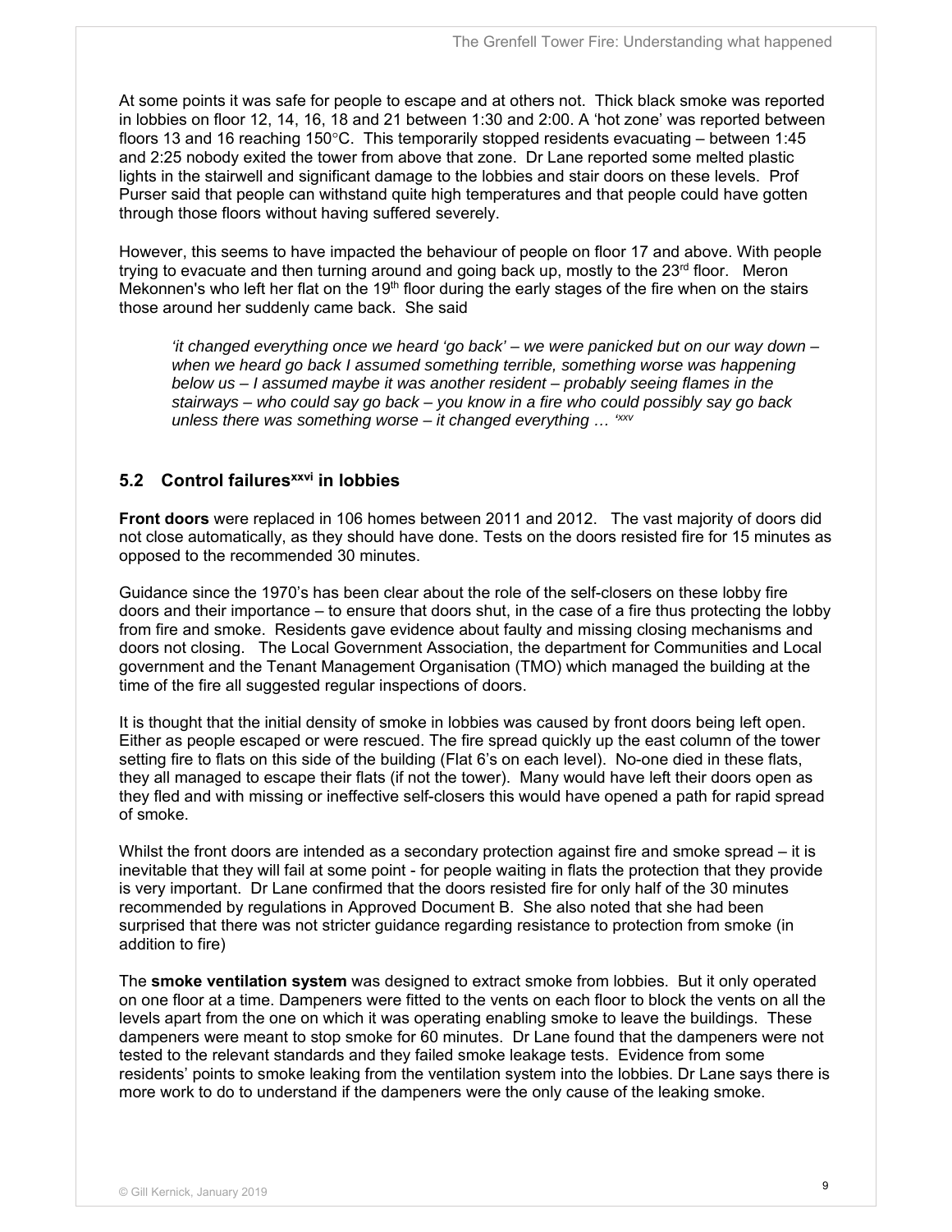At some points it was safe for people to escape and at others not. Thick black smoke was reported in lobbies on floor 12, 14, 16, 18 and 21 between 1:30 and 2:00. A 'hot zone' was reported between floors 13 and 16 reaching 150°C. This temporarily stopped residents evacuating – between 1:45 and 2:25 nobody exited the tower from above that zone. Dr Lane reported some melted plastic lights in the stairwell and significant damage to the lobbies and stair doors on these levels. Prof Purser said that people can withstand quite high temperatures and that people could have gotten through those floors without having suffered severely.

However, this seems to have impacted the behaviour of people on floor 17 and above. With people trying to evacuate and then turning around and going back up, mostly to the 23rd floor. Meron Mekonnen's who left her flat on the 19th floor during the early stages of the fire when on the stairs those around her suddenly came back. She said

> *'it changed everything once we heard 'go back' – we were panicked but on our way down – when we heard go back I assumed something terrible, something worse was happening below us – I assumed maybe it was another resident – probably seeing flames in the stairways – who could say go back – you know in a fire who could possibly say go back unless there was something worse – it changed everything … '*[xxv]

## 5.2 Control failures[xxvi] in lobbies

**Front doors** were replaced in 106 homes between 2011 and 2012. The vast majority of doors did not close automatically, as they should have done. Tests on the doors resisted fire for 15 minutes as opposed to the recommended 30 minutes.

Guidance since the 1970's has been clear about the role of the self-closers on these lobby fire doors and their importance – to ensure that doors shut, in the case of a fire thus protecting the lobby from fire and smoke. Residents gave evidence about faulty and missing closing mechanisms and doors not closing. The Local Government Association, the department for Communities and Local government and the Tenant Management Organisation (TMO) which managed the building at the time of the fire all suggested regular inspections of doors.

It is thought that the initial density of smoke in lobbies was caused by front doors being left open. Either as people escaped or were rescued. The fire spread quickly up the east column of the tower setting fire to flats on this side of the building (Flat 6's on each level). No-one died in these flats, they all managed to escape their flats (if not the tower). Many would have left their doors open as they fled and with missing or ineffective self-closers this would have opened a path for rapid spread of smoke.

Whilst the front doors are intended as a secondary protection against fire and smoke spread – it is inevitable that they will fail at some point - for people waiting in flats the protection that they provide is very important. Dr Lane confirmed that the doors resisted fire for only half of the 30 minutes recommended by regulations in Approved Document B. She also noted that she had been surprised that there was not stricter guidance regarding resistance to protection from smoke (in addition to fire)

The **smoke ventilation system** was designed to extract smoke from lobbies. But it only operated on one floor at a time. Dampeners were fitted to the vents on each floor to block the vents on all the levels apart from the one on which it was operating enabling smoke to leave the buildings. These dampeners were meant to stop smoke for 60 minutes. Dr Lane found that the dampeners were not tested to the relevant standards and they failed smoke leakage tests. Evidence from some residents' points to smoke leaking from the ventilation system into the lobbies. Dr Lane says there is more work to do to understand if the dampeners were the only cause of the leaking smoke.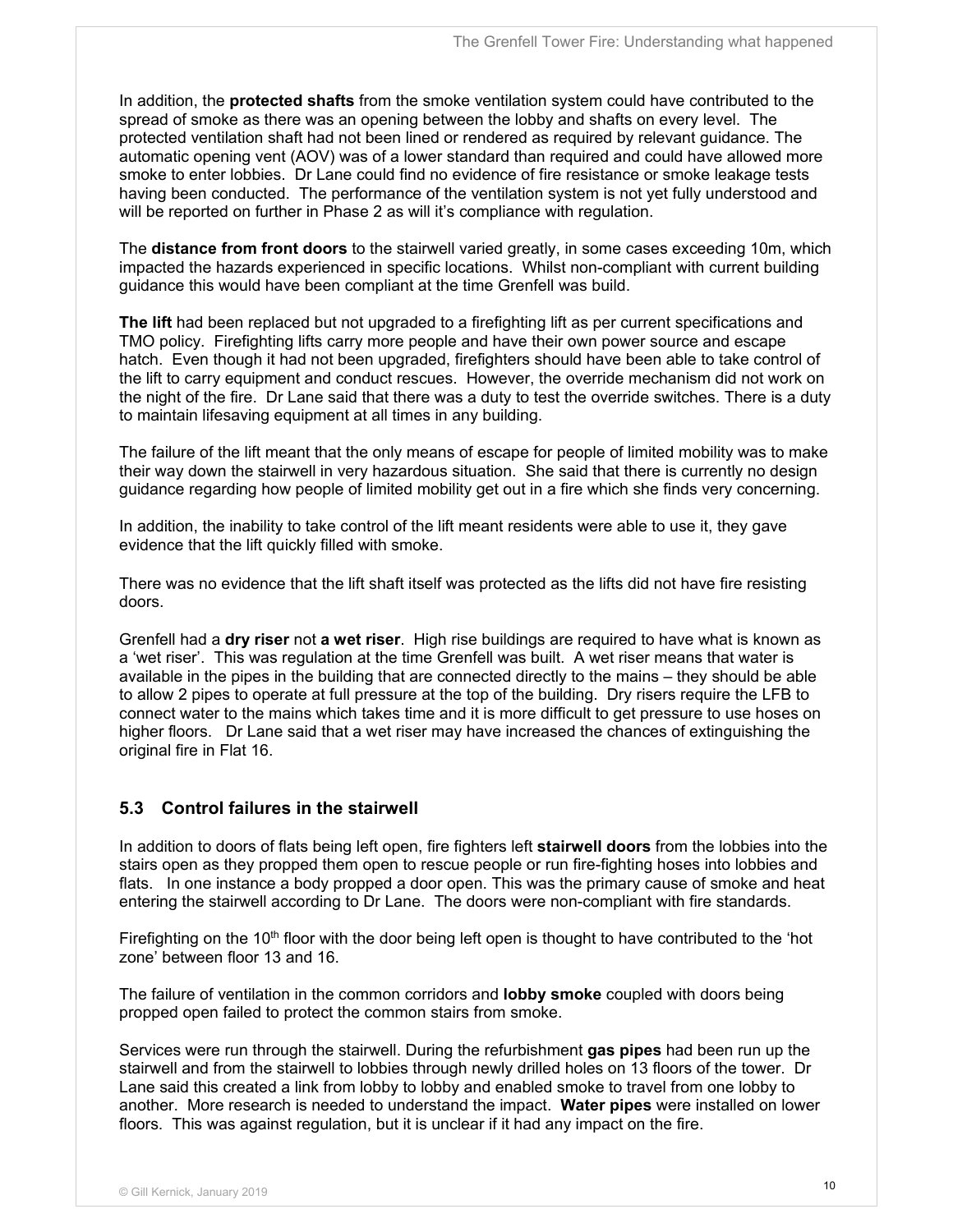In addition, the **protected shafts** from the smoke ventilation system could have contributed to the spread of smoke as there was an opening between the lobby and shafts on every level. The protected ventilation shaft had not been lined or rendered as required by relevant guidance. The automatic opening vent (AOV) was of a lower standard than required and could have allowed more smoke to enter lobbies. Dr Lane could find no evidence of fire resistance or smoke leakage tests having been conducted. The performance of the ventilation system is not yet fully understood and will be reported on further in Phase 2 as will it's compliance with regulation.

The **distance from front doors** to the stairwell varied greatly, in some cases exceeding 10m, which impacted the hazards experienced in specific locations. Whilst non-compliant with current building guidance this would have been compliant at the time Grenfell was build.

**The lift** had been replaced but not upgraded to a firefighting lift as per current specifications and TMO policy. Firefighting lifts carry more people and have their own power source and escape hatch. Even though it had not been upgraded, firefighters should have been able to take control of the lift to carry equipment and conduct rescues. However, the override mechanism did not work on the night of the fire. Dr Lane said that there was a duty to test the override switches. There is a duty to maintain lifesaving equipment at all times in any building.

The failure of the lift meant that the only means of escape for people of limited mobility was to make their way down the stairwell in very hazardous situation. She said that there is currently no design guidance regarding how people of limited mobility get out in a fire which she finds very concerning.

In addition, the inability to take control of the lift meant residents were able to use it, they gave evidence that the lift quickly filled with smoke.

There was no evidence that the lift shaft itself was protected as the lifts did not have fire resisting doors.

Grenfell had a **dry riser** not **a wet riser**. High rise buildings are required to have what is known as a 'wet riser'. This was regulation at the time Grenfell was built. A wet riser means that water is available in the pipes in the building that are connected directly to the mains – they should be able to allow 2 pipes to operate at full pressure at the top of the building. Dry risers require the LFB to connect water to the mains which takes time and it is more difficult to get pressure to use hoses on higher floors. Dr Lane said that a wet riser may have increased the chances of extinguishing the original fire in Flat 16.

## 5.3 Control failures in the stairwell

In addition to doors of flats being left open, fire fighters left **stairwell doors** from the lobbies into the stairs open as they propped them open to rescue people or run fire-fighting hoses into lobbies and flats. In one instance a body propped a door open. This was the primary cause of smoke and heat entering the stairwell according to Dr Lane. The doors were non-compliant with fire standards.

Firefighting on the 10th floor with the door being left open is thought to have contributed to the 'hot zone' between floor 13 and 16.

The failure of ventilation in the common corridors and **lobby smoke** coupled with doors being propped open failed to protect the common stairs from smoke.

Services were run through the stairwell. During the refurbishment **gas pipes** had been run up the stairwell and from the stairwell to lobbies through newly drilled holes on 13 floors of the tower. Dr Lane said this created a link from lobby to lobby and enabled smoke to travel from one lobby to another. More research is needed to understand the impact. **Water pipes** were installed on lower floors. This was against regulation, but it is unclear if it had any impact on the fire.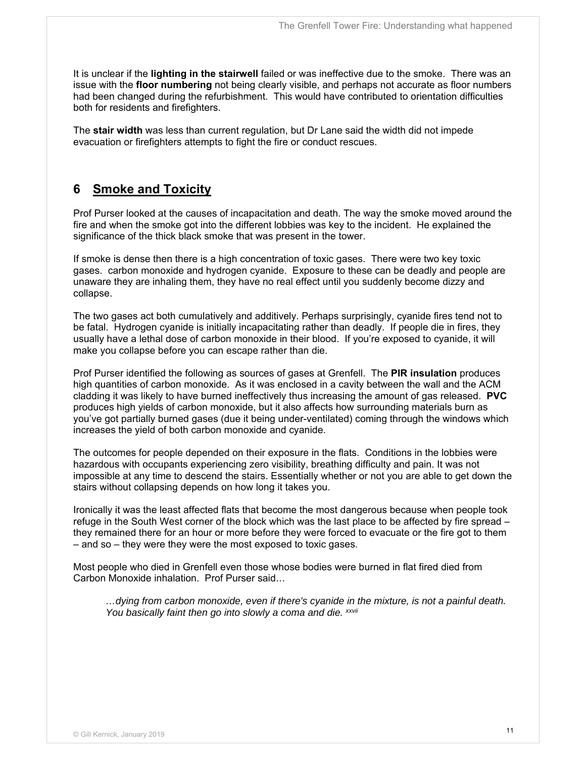It is unclear if the **lighting in the stairwell** failed or was ineffective due to the smoke. There was an issue with the **floor numbering** not being clearly visible, and perhaps not accurate as floor numbers had been changed during the refurbishment. This would have contributed to orientation difficulties both for residents and firefighters.

The **stair width** was less than current regulation, but Dr Lane said the width did not impede evacuation or firefighters attempts to fight the fire or conduct rescues.

## 6 Smoke and Toxicity

Prof Purser looked at the causes of incapacitation and death. The way the smoke moved around the fire and when the smoke got into the different lobbies was key to the incident. He explained the significance of the thick black smoke that was present in the tower.

If smoke is dense then there is a high concentration of toxic gases. There were two key toxic gases. carbon monoxide and hydrogen cyanide. Exposure to these can be deadly and people are unaware they are inhaling them, they have no real effect until you suddenly become dizzy and collapse.

The two gases act both cumulatively and additively. Perhaps surprisingly, cyanide fires tend not to be fatal. Hydrogen cyanide is initially incapacitating rather than deadly. If people die in fires, they usually have a lethal dose of carbon monoxide in their blood. If you're exposed to cyanide, it will make you collapse before you can escape rather than die.

Prof Purser identified the following as sources of gases at Grenfell. The **PIR insulation** produces high quantities of carbon monoxide. As it was enclosed in a cavity between the wall and the ACM cladding it was likely to have burned ineffectively thus increasing the amount of gas released. **PVC** produces high yields of carbon monoxide, but it also affects how surrounding materials burn as you've got partially burned gases (due it being under-ventilated) coming through the windows which increases the yield of both carbon monoxide and cyanide.

The outcomes for people depended on their exposure in the flats. Conditions in the lobbies were hazardous with occupants experiencing zero visibility, breathing difficulty and pain. It was not impossible at any time to descend the stairs. Essentially whether or not you are able to get down the stairs without collapsing depends on how long it takes you.

Ironically it was the least affected flats that become the most dangerous because when people took refuge in the South West corner of the block which was the last place to be affected by fire spread – they remained there for an hour or more before they were forced to evacuate or the fire got to them – and so – they were they were the most exposed to toxic gases.

Most people who died in Grenfell even those whose bodies were burned in flat fired died from Carbon Monoxide inhalation. Prof Purser said…

> *…dying from carbon monoxide, even if there's cyanide in the mixture, is not a painful death. You basically faint then go into slowly a coma and die.* [xxvii]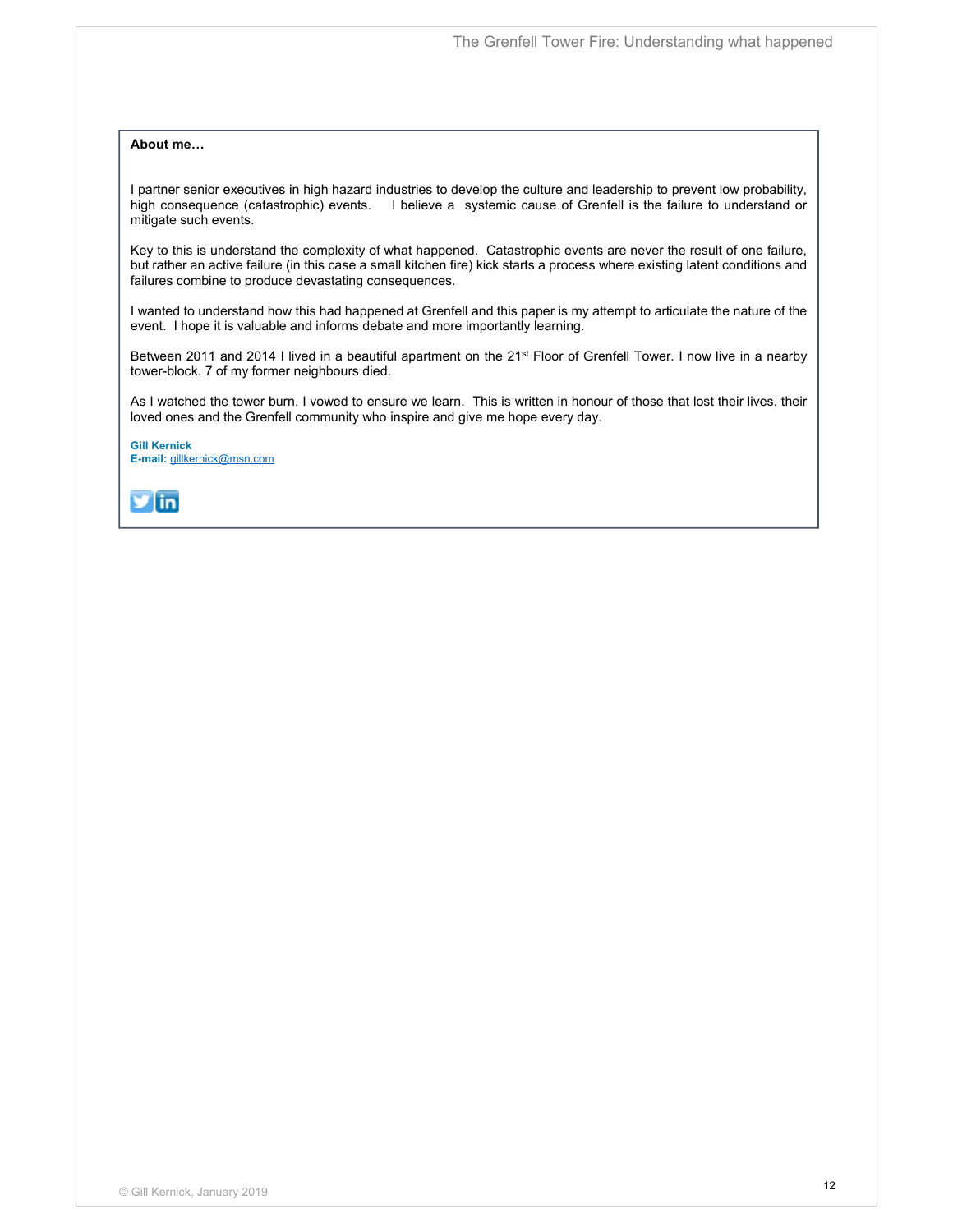**About me…**

I partner senior executives in high hazard industries to develop the culture and leadership to prevent low probability, high consequence (catastrophic) events. I believe a systemic cause of Grenfell is the failure to understand or mitigate such events.

Key to this is understand the complexity of what happened. Catastrophic events are never the result of one failure, but rather an active failure (in this case a small kitchen fire) kick starts a process where existing latent conditions and failures combine to produce devastating consequences.

I wanted to understand how this had happened at Grenfell and this paper is my attempt to articulate the nature of the event. I hope it is valuable and informs debate and more importantly learning.

Between 2011 and 2014 I lived in a beautiful apartment on the 21st Floor of Grenfell Tower. I now live in a nearby tower-block. 7 of my former neighbours died.

As I watched the tower burn, I vowed to ensure we learn. This is written in honour of those that lost their lives, their loved ones and the Grenfell community who inspire and give me hope every day.

**Gill Kernick**
**E-mail:** gillkernick@msn.com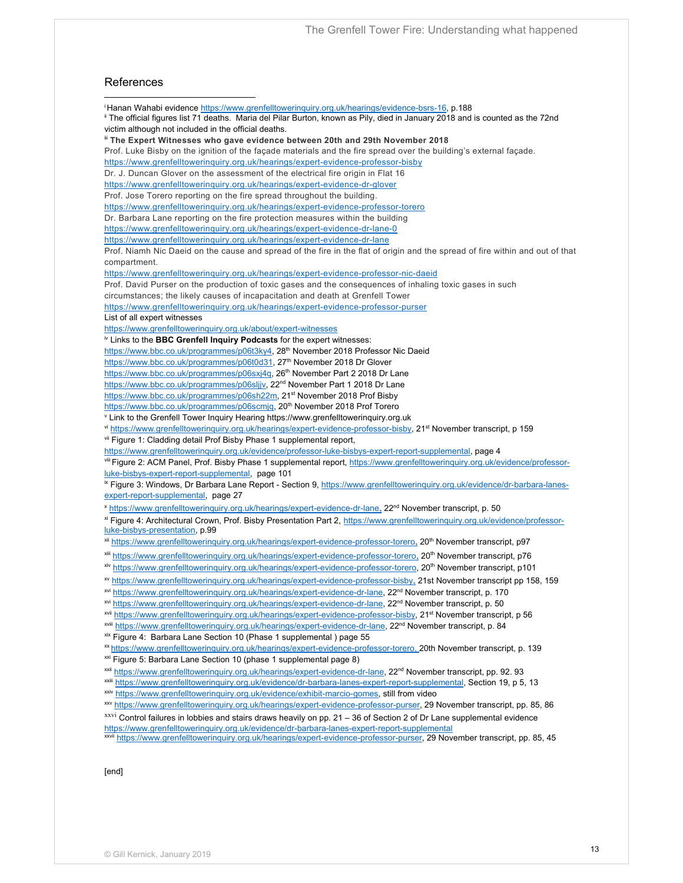## References

[i] Hanan Wahabi evidence https://www.grenfelltowerinquiry.org.uk/hearings/evidence-bsrs-16, p.188

[ii] The official figures list 71 deaths. Maria del Pilar Burton, known as Pily, died in January 2018 and is counted as the 72nd victim although not included in the official deaths.

[iii] **The Expert Witnesses who gave evidence between 20th and 29th November 2018**

Prof. Luke Bisby on the ignition of the façade materials and the fire spread over the building's external façade.
https://www.grenfelltowerinquiry.org.uk/hearings/expert-evidence-professor-bisby

Dr. J. Duncan Glover on the assessment of the electrical fire origin in Flat 16
https://www.grenfelltowerinquiry.org.uk/hearings/expert-evidence-dr-glover

Prof. Jose Torero reporting on the fire spread throughout the building.
https://www.grenfelltowerinquiry.org.uk/hearings/expert-evidence-professor-torero

Dr. Barbara Lane reporting on the fire protection measures within the building
https://www.grenfelltowerinquiry.org.uk/hearings/expert-evidence-dr-lane-0
https://www.grenfelltowerinquiry.org.uk/hearings/expert-evidence-dr-lane

Prof. Niamh Nic Daeid on the cause and spread of the fire in the flat of origin and the spread of fire within and out of that compartment.
https://www.grenfelltowerinquiry.org.uk/hearings/expert-evidence-professor-nic-daeid

Prof. David Purser on the production of toxic gases and the consequences of inhaling toxic gases in such circumstances; the likely causes of incapacitation and death at Grenfell Tower
https://www.grenfelltowerinquiry.org.uk/hearings/expert-evidence-professor-purser

List of all expert witnesses
https://www.grenfelltowerinquiry.org.uk/about/expert-witnesses

[iv] Links to the **BBC Grenfell Inquiry Podcasts** for the expert witnesses:
https://www.bbc.co.uk/programmes/p06t3ky4, 28th November 2018 Professor Nic Daeid
https://www.bbc.co.uk/programmes/p06t0d31, 27th November 2018 Dr Glover
https://www.bbc.co.uk/programmes/p06sxj4q, 26th November Part 2 2018 Dr Lane
https://www.bbc.co.uk/programmes/p06sljjv, 22nd November Part 1 2018 Dr Lane
https://www.bbc.co.uk/programmes/p06sh22m, 21st November 2018 Prof Bisby
https://www.bbc.co.uk/programmes/p06scmjq, 20th November 2018 Prof Torero

[v] Link to the Grenfell Tower Inquiry Hearing https://www.grenfelltowerinquiry.org.uk

[vi] https://www.grenfelltowerinquiry.org.uk/hearings/expert-evidence-professor-bisby, 21st November transcript, p 159

[vii] Figure 1: Cladding detail Prof Bisby Phase 1 supplemental report,
https://www.grenfelltowerinquiry.org.uk/evidence/professor-luke-bisbys-expert-report-supplemental, page 4

[viii] Figure 2: ACM Panel, Prof. Bisby Phase 1 supplemental report, https://www.grenfelltowerinquiry.org.uk/evidence/professor-luke-bisbys-expert-report-supplemental, page 101

[ix] Figure 3: Windows, Dr Barbara Lane Report - Section 9, https://www.grenfelltowerinquiry.org.uk/evidence/dr-barbara-lanes-expert-report-supplemental, page 27

[x] https://www.grenfelltowerinquiry.org.uk/hearings/expert-evidence-dr-lane, 22nd November transcript, p. 50

[xi] Figure 4: Architectural Crown, Prof. Bisby Presentation Part 2, https://www.grenfelltowerinquiry.org.uk/evidence/professor-luke-bisbys-presentation, p.99

[xii] https://www.grenfelltowerinquiry.org.uk/hearings/expert-evidence-professor-torero, 20th November transcript, p97

[xiii] https://www.grenfelltowerinquiry.org.uk/hearings/expert-evidence-professor-torero, 20th November transcript, p76

[xiv] https://www.grenfelltowerinquiry.org.uk/hearings/expert-evidence-professor-torero, 20th November transcript, p101

[xv] https://www.grenfelltowerinquiry.org.uk/hearings/expert-evidence-professor-bisby, 21st November transcript pp 158, 159

[xvi] https://www.grenfelltowerinquiry.org.uk/hearings/expert-evidence-dr-lane, 22nd November transcript, p. 170

[xvi] https://www.grenfelltowerinquiry.org.uk/hearings/expert-evidence-dr-lane, 22nd November transcript, p. 50

[xvii] https://www.grenfelltowerinquiry.org.uk/hearings/expert-evidence-professor-bisby, 21st November transcript, p 56

[xviii] https://www.grenfelltowerinquiry.org.uk/hearings/expert-evidence-dr-lane, 22nd November transcript, p. 84

[xix] Figure 4: Barbara Lane Section 10 (Phase 1 supplemental ) page 55

[xx] https://www.grenfelltowerinquiry.org.uk/hearings/expert-evidence-professor-torero, 20th November transcript, p. 139

[xxi] Figure 5: Barbara Lane Section 10 (phase 1 supplemental page 8)

[xxii] https://www.grenfelltowerinquiry.org.uk/hearings/expert-evidence-dr-lane, 22nd November transcript, pp. 92. 93

[xxiii] https://www.grenfelltowerinquiry.org.uk/evidence/dr-barbara-lanes-expert-report-supplemental, Section 19, p 5, 13

[xxiv] https://www.grenfelltowerinquiry.org.uk/evidence/exhibit-marcio-gomes, still from video

[xxv] https://www.grenfelltowerinquiry.org.uk/hearings/expert-evidence-professor-purser, 29 November transcript, pp. 85, 86

[xxvi] Control failures in lobbies and stairs draws heavily on pp. 21 – 36 of Section 2 of Dr Lane supplemental evidence
https://www.grenfelltowerinquiry.org.uk/evidence/dr-barbara-lanes-expert-report-supplemental

[xxvii] https://www.grenfelltowerinquiry.org.uk/hearings/expert-evidence-professor-purser, 29 November transcript, pp. 85, 45

[end]

© Gill Kernick, January 2019